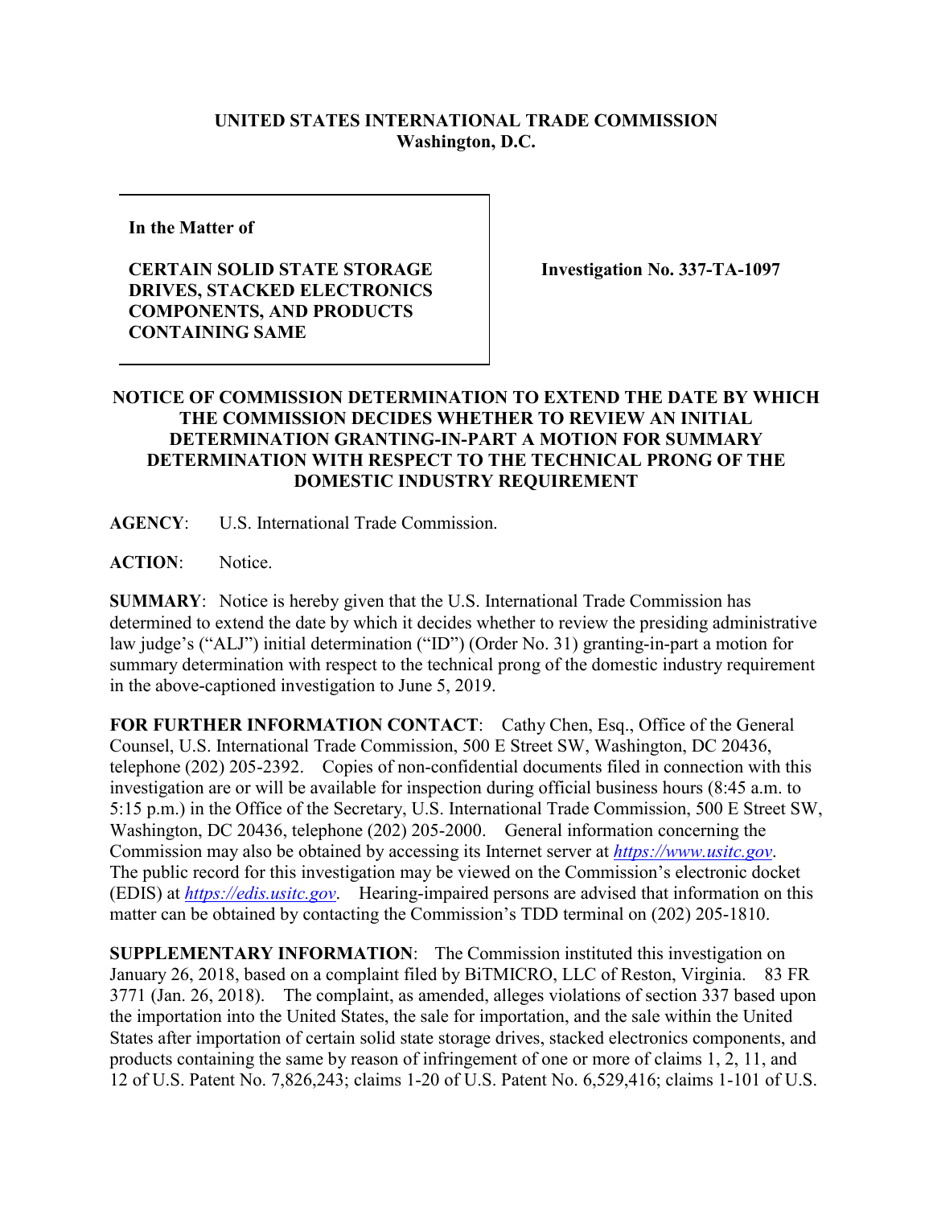**UNITED STATES INTERNATIONAL TRADE COMMISSION**
**Washington, D.C.**

**In the Matter of**

**CERTAIN SOLID STATE STORAGE DRIVES, STACKED ELECTRONICS COMPONENTS, AND PRODUCTS CONTAINING SAME**

**Investigation No. 337-TA-1097**

**NOTICE OF COMMISSION DETERMINATION TO EXTEND THE DATE BY WHICH THE COMMISSION DECIDES WHETHER TO REVIEW AN INITIAL DETERMINATION GRANTING-IN-PART A MOTION FOR SUMMARY DETERMINATION WITH RESPECT TO THE TECHNICAL PRONG OF THE DOMESTIC INDUSTRY REQUIREMENT**

**AGENCY**: U.S. International Trade Commission.

**ACTION**: Notice.

**SUMMARY**: Notice is hereby given that the U.S. International Trade Commission has determined to extend the date by which it decides whether to review the presiding administrative law judge's ("ALJ") initial determination ("ID") (Order No. 31) granting-in-part a motion for summary determination with respect to the technical prong of the domestic industry requirement in the above-captioned investigation to June 5, 2019.

**FOR FURTHER INFORMATION CONTACT**: Cathy Chen, Esq., Office of the General Counsel, U.S. International Trade Commission, 500 E Street SW, Washington, DC 20436, telephone (202) 205-2392. Copies of non-confidential documents filed in connection with this investigation are or will be available for inspection during official business hours (8:45 a.m. to 5:15 p.m.) in the Office of the Secretary, U.S. International Trade Commission, 500 E Street SW, Washington, DC 20436, telephone (202) 205-2000. General information concerning the Commission may also be obtained by accessing its Internet server at *https://www.usitc.gov*. The public record for this investigation may be viewed on the Commission's electronic docket (EDIS) at *https://edis.usitc.gov*. Hearing-impaired persons are advised that information on this matter can be obtained by contacting the Commission's TDD terminal on (202) 205-1810.

**SUPPLEMENTARY INFORMATION**: The Commission instituted this investigation on January 26, 2018, based on a complaint filed by BiTMICRO, LLC of Reston, Virginia. 83 FR 3771 (Jan. 26, 2018). The complaint, as amended, alleges violations of section 337 based upon the importation into the United States, the sale for importation, and the sale within the United States after importation of certain solid state storage drives, stacked electronics components, and products containing the same by reason of infringement of one or more of claims 1, 2, 11, and 12 of U.S. Patent No. 7,826,243; claims 1-20 of U.S. Patent No. 6,529,416; claims 1-101 of U.S.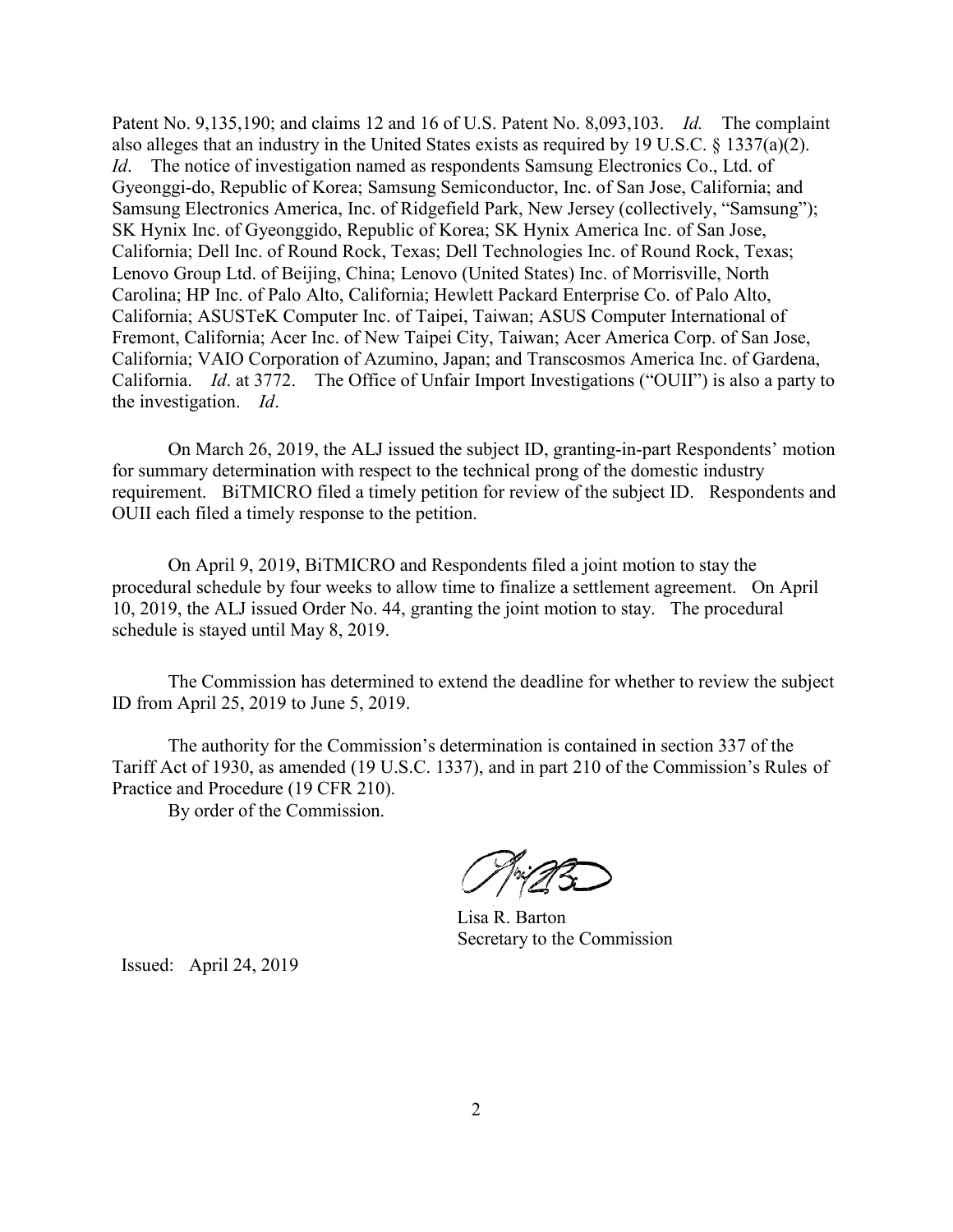Patent No. 9,135,190; and claims 12 and 16 of U.S. Patent No. 8,093,103. *Id.* The complaint also alleges that an industry in the United States exists as required by 19 U.S.C. § 1337(a)(2). *Id*. The notice of investigation named as respondents Samsung Electronics Co., Ltd. of Gyeonggi-do, Republic of Korea; Samsung Semiconductor, Inc. of San Jose, California; and Samsung Electronics America, Inc. of Ridgefield Park, New Jersey (collectively, "Samsung"); SK Hynix Inc. of Gyeonggido, Republic of Korea; SK Hynix America Inc. of San Jose, California; Dell Inc. of Round Rock, Texas; Dell Technologies Inc. of Round Rock, Texas; Lenovo Group Ltd. of Beijing, China; Lenovo (United States) Inc. of Morrisville, North Carolina; HP Inc. of Palo Alto, California; Hewlett Packard Enterprise Co. of Palo Alto, California; ASUSTeK Computer Inc. of Taipei, Taiwan; ASUS Computer International of Fremont, California; Acer Inc. of New Taipei City, Taiwan; Acer America Corp. of San Jose, California; VAIO Corporation of Azumino, Japan; and Transcosmos America Inc. of Gardena, California. *Id*. at 3772. The Office of Unfair Import Investigations ("OUII") is also a party to the investigation. *Id*.

On March 26, 2019, the ALJ issued the subject ID, granting-in-part Respondents' motion for summary determination with respect to the technical prong of the domestic industry requirement. BiTMICRO filed a timely petition for review of the subject ID. Respondents and OUII each filed a timely response to the petition.

On April 9, 2019, BiTMICRO and Respondents filed a joint motion to stay the procedural schedule by four weeks to allow time to finalize a settlement agreement. On April 10, 2019, the ALJ issued Order No. 44, granting the joint motion to stay. The procedural schedule is stayed until May 8, 2019.

The Commission has determined to extend the deadline for whether to review the subject ID from April 25, 2019 to June 5, 2019.

The authority for the Commission's determination is contained in section 337 of the Tariff Act of 1930, as amended (19 U.S.C. 1337), and in part 210 of the Commission's Rules of Practice and Procedure (19 CFR 210).

By order of the Commission.

Lisa R. Barton
Secretary to the Commission

Issued: April 24, 2019